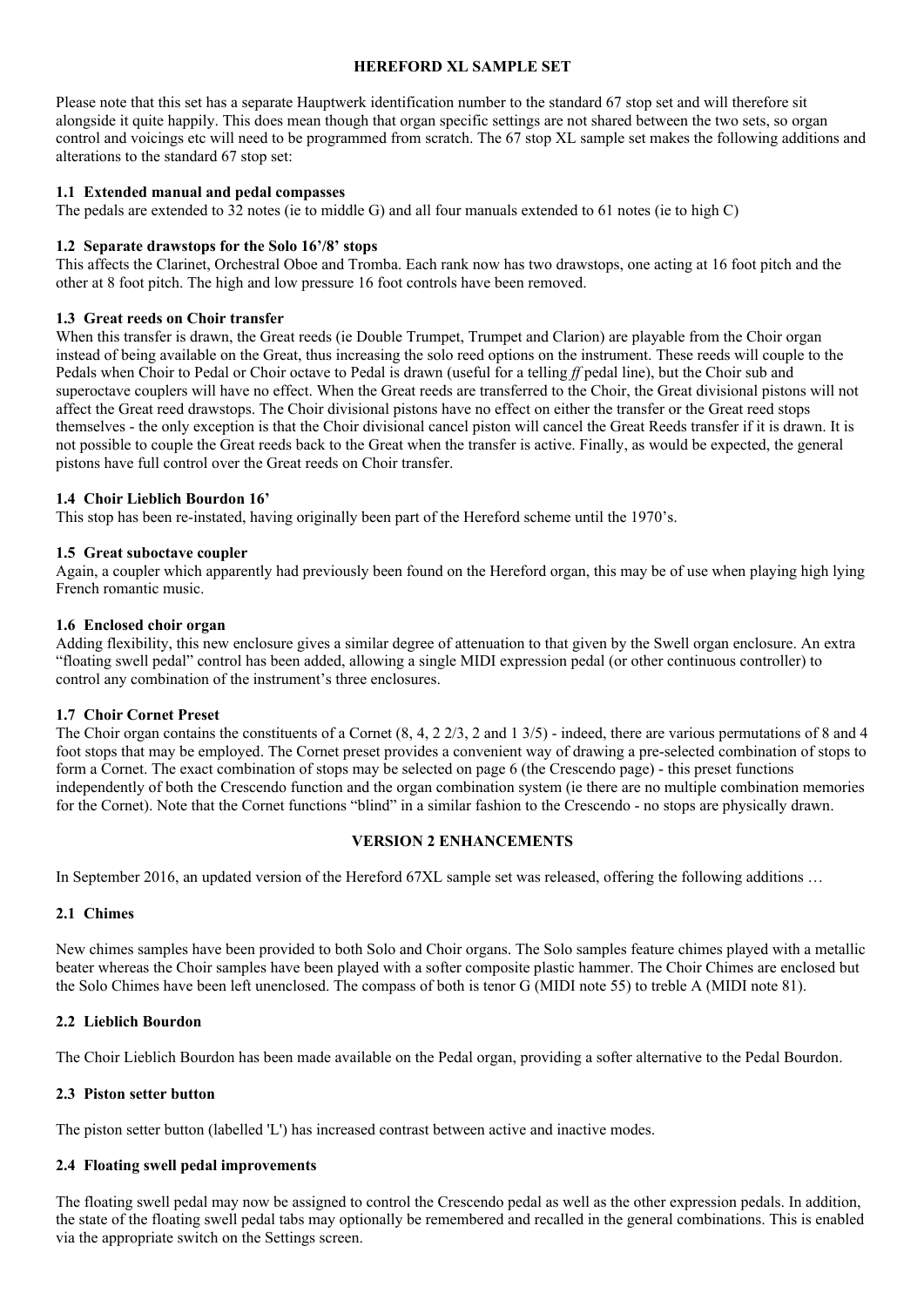# HEREFORD XL SAMPLE SET

Please note that this set has a separate Hauptwerk identification number to the standard 67 stop set and will therefore sit alongside it quite happily. This does mean though that organ specific settings are not shared between the two sets, so organ control and voicings etc will need to be programmed from scratch. The 67 stop XL sample set makes the following additions and alterations to the standard 67 stop set:

### 1.1 Extended manual and pedal compasses

The pedals are extended to 32 notes (ie to middle G) and all four manuals extended to 61 notes (ie to high C)

### 1.2 Separate drawstops for the Solo 16'/8' stops

This affects the Clarinet, Orchestral Oboe and Tromba. Each rank now has two drawstops, one acting at 16 foot pitch and the other at 8 foot pitch. The high and low pressure 16 foot controls have been removed.

### 1.3 Great reeds on Choir transfer

When this transfer is drawn, the Great reeds (ie Double Trumpet, Trumpet and Clarion) are playable from the Choir organ instead of being available on the Great, thus increasing the solo reed options on the instrument. These reeds will couple to the Pedals when Choir to Pedal or Choir octave to Pedal is drawn (useful for a telling *ff* pedal line), but the Choir sub and superoctave couplers will have no effect. When the Great reeds are transferred to the Choir, the Great divisional pistons will not affect the Great reed drawstops. The Choir divisional pistons have no effect on either the transfer or the Great reed stops themselves - the only exception is that the Choir divisional cancel piston will cancel the Great Reeds transfer if it is drawn. It is not possible to couple the Great reeds back to the Great when the transfer is active. Finally, as would be expected, the general pistons have full control over the Great reeds on Choir transfer.

### 1.4 Choir Lieblich Bourdon 16'

This stop has been re-instated, having originally been part of the Hereford scheme until the 1970's.

### 1.5 Great suboctave coupler

Again, a coupler which apparently had previously been found on the Hereford organ, this may be of use when playing high lying French romantic music.

### 1.6 Enclosed choir organ

Adding flexibility, this new enclosure gives a similar degree of attenuation to that given by the Swell organ enclosure. An extra "floating swell pedal" control has been added, allowing a single MIDI expression pedal (or other continuous controller) to control any combination of the instrument's three enclosures.

### 1.7 Choir Cornet Preset

The Choir organ contains the constituents of a Cornet (8, 4, 2 2/3, 2 and 1 3/5) - indeed, there are various permutations of 8 and 4 foot stops that may be employed. The Cornet preset provides a convenient way of drawing a pre-selected combination of stops to form a Cornet. The exact combination of stops may be selected on page 6 (the Crescendo page) - this preset functions independently of both the Crescendo function and the organ combination system (ie there are no multiple combination memories for the Cornet). Note that the Cornet functions "blind" in a similar fashion to the Crescendo - no stops are physically drawn.

## VERSION 2 ENHANCEMENTS

In September 2016, an updated version of the Hereford 67XL sample set was released, offering the following additions …

### 2.1 Chimes

New chimes samples have been provided to both Solo and Choir organs. The Solo samples feature chimes played with a metallic beater whereas the Choir samples have been played with a softer composite plastic hammer. The Choir Chimes are enclosed but the Solo Chimes have been left unenclosed. The compass of both is tenor G (MIDI note 55) to treble A (MIDI note 81).

### 2.2 Lieblich Bourdon

The Choir Lieblich Bourdon has been made available on the Pedal organ, providing a softer alternative to the Pedal Bourdon.

### 2.3 Piston setter button

The piston setter button (labelled 'L') has increased contrast between active and inactive modes.

### 2.4 Floating swell pedal improvements

The floating swell pedal may now be assigned to control the Crescendo pedal as well as the other expression pedals. In addition, the state of the floating swell pedal tabs may optionally be remembered and recalled in the general combinations. This is enabled via the appropriate switch on the Settings screen.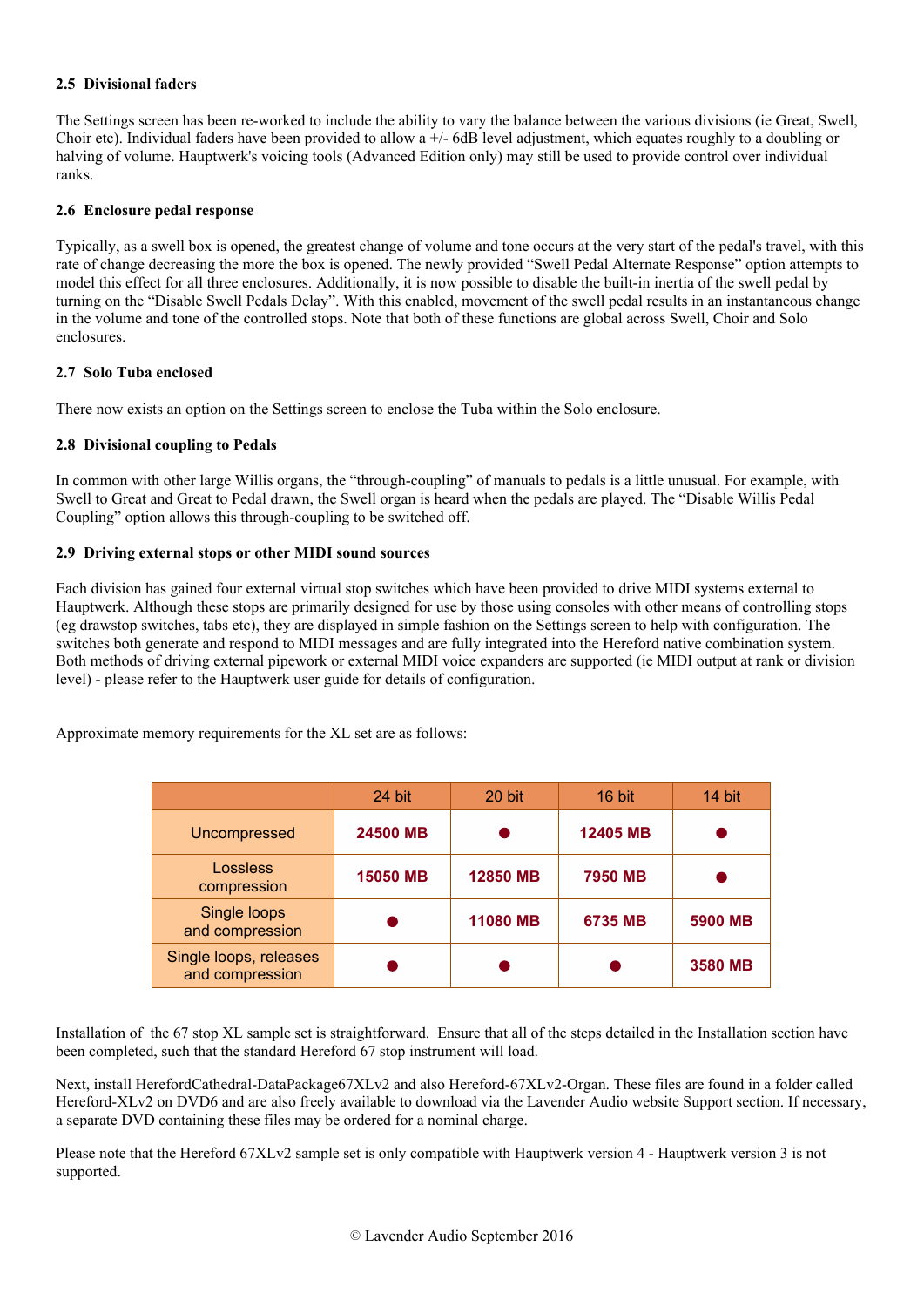### 2.5 Divisional faders

The Settings screen has been re-worked to include the ability to vary the balance between the various divisions (ie Great, Swell, Choir etc). Individual faders have been provided to allow a +/- 6dB level adjustment, which equates roughly to a doubling or halving of volume. Hauptwerk's voicing tools (Advanced Edition only) may still be used to provide control over individual ranks.

### 2.6 Enclosure pedal response

Typically, as a swell box is opened, the greatest change of volume and tone occurs at the very start of the pedal's travel, with this rate of change decreasing the more the box is opened. The newly provided “Swell Pedal Alternate Response” option attempts to model this effect for all three enclosures. Additionally, it is now possible to disable the built-in inertia of the swell pedal by turning on the “Disable Swell Pedals Delay”. With this enabled, movement of the swell pedal results in an instantaneous change in the volume and tone of the controlled stops. Note that both of these functions are global across Swell, Choir and Solo enclosures.

### 2.7 Solo Tuba enclosed

There now exists an option on the Settings screen to enclose the Tuba within the Solo enclosure.

### 2.8 Divisional coupling to Pedals

In common with other large Willis organs, the “through-coupling” of manuals to pedals is a little unusual. For example, with Swell to Great and Great to Pedal drawn, the Swell organ is heard when the pedals are played. The “Disable Willis Pedal Coupling” option allows this through-coupling to be switched off.

### 2.9 Driving external stops or other MIDI sound sources

Each division has gained four external virtual stop switches which have been provided to drive MIDI systems external to Hauptwerk. Although these stops are primarily designed for use by those using consoles with other means of controlling stops (eg drawstop switches, tabs etc), they are displayed in simple fashion on the Settings screen to help with configuration. The switches both generate and respond to MIDI messages and are fully integrated into the Hereford native combination system. Both methods of driving external pipework or external MIDI voice expanders are supported (ie MIDI output at rank or division level) - please refer to the Hauptwerk user guide for details of configuration.

Approximate memory requirements for the XL set are as follows:

| | 24 bit | 20 bit | 16 bit | 14 bit |
|---|---|---|---|---|
| Uncompressed | 24500 MB | ● | 12405 MB | ● |
| Lossless compression | 15050 MB | 12850 MB | 7950 MB | ● |
| Single loops and compression | ● | 11080 MB | 6735 MB | 5900 MB |
| Single loops, releases and compression | ● | ● | ● | 3580 MB |

Installation of the 67 stop XL sample set is straightforward. Ensure that all of the steps detailed in the Installation section have been completed, such that the standard Hereford 67 stop instrument will load.

Next, install HerefordCathedral-DataPackage67XLv2 and also Hereford-67XLv2-Organ. These files are found in a folder called Hereford-XLv2 on DVD6 and are also freely available to download via the Lavender Audio website Support section. If necessary, a separate DVD containing these files may be ordered for a nominal charge.

Please note that the Hereford 67XLv2 sample set is only compatible with Hauptwerk version 4 - Hauptwerk version 3 is not supported.

© Lavender Audio September 2016